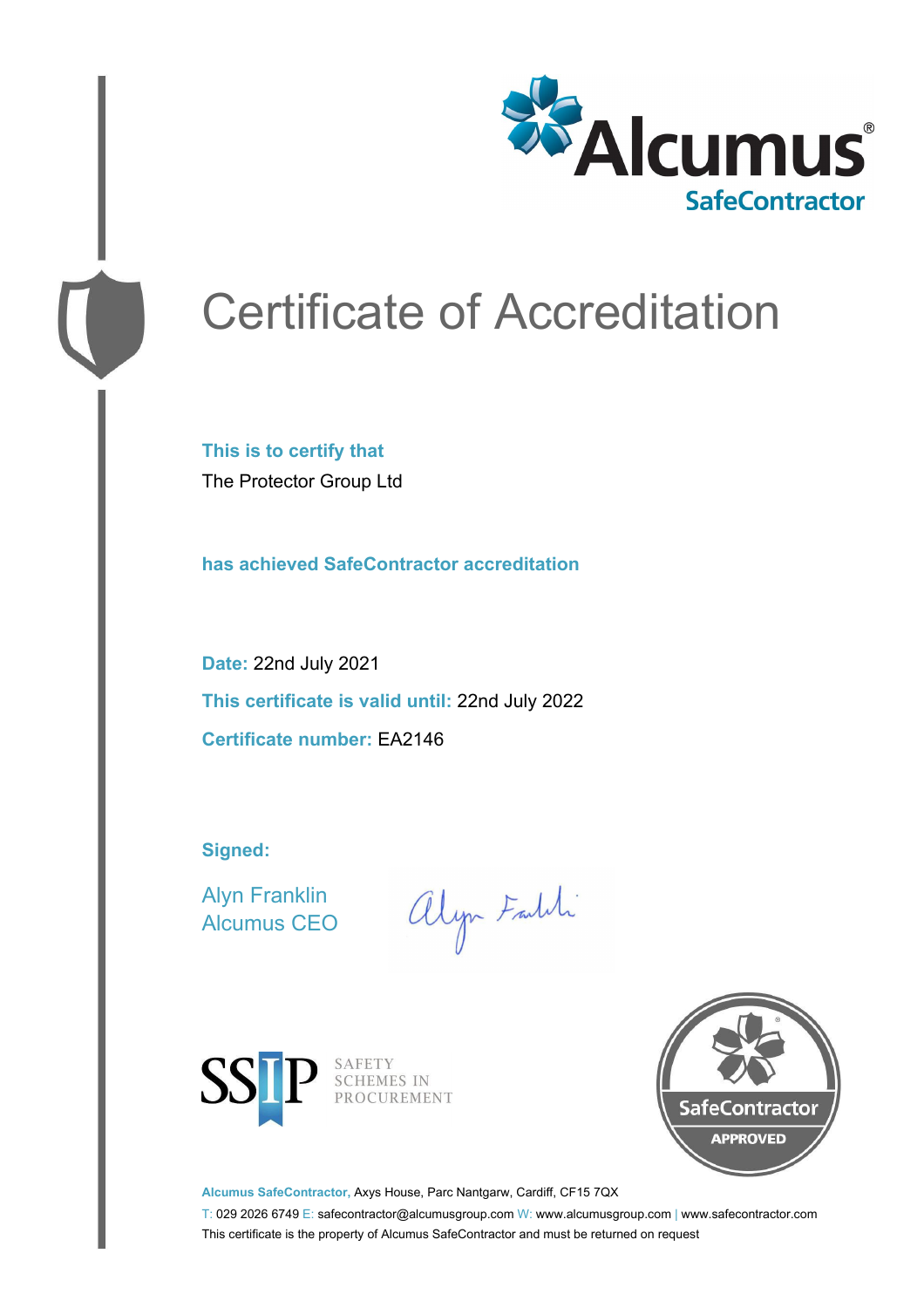Alcumus®
SafeContractor

# Certificate of Accreditation

**This is to certify that**

The Protector Group Ltd

**has achieved SafeContractor accreditation**

**Date:** 22nd July 2021

**This certificate is valid until:** 22nd July 2022

**Certificate number:** EA2146

**Signed:**

Alyn Franklin
Alcumus CEO

SSIP SAFETY SCHEMES IN PROCUREMENT

SafeContractor APPROVED

**Alcumus SafeContractor,** Axys House, Parc Nantgarw, Cardiff, CF15 7QX

T: 029 2026 6749 E: safecontractor@alcumusgroup.com W: www.alcumusgroup.com | www.safecontractor.com

This certificate is the property of Alcumus SafeContractor and must be returned on request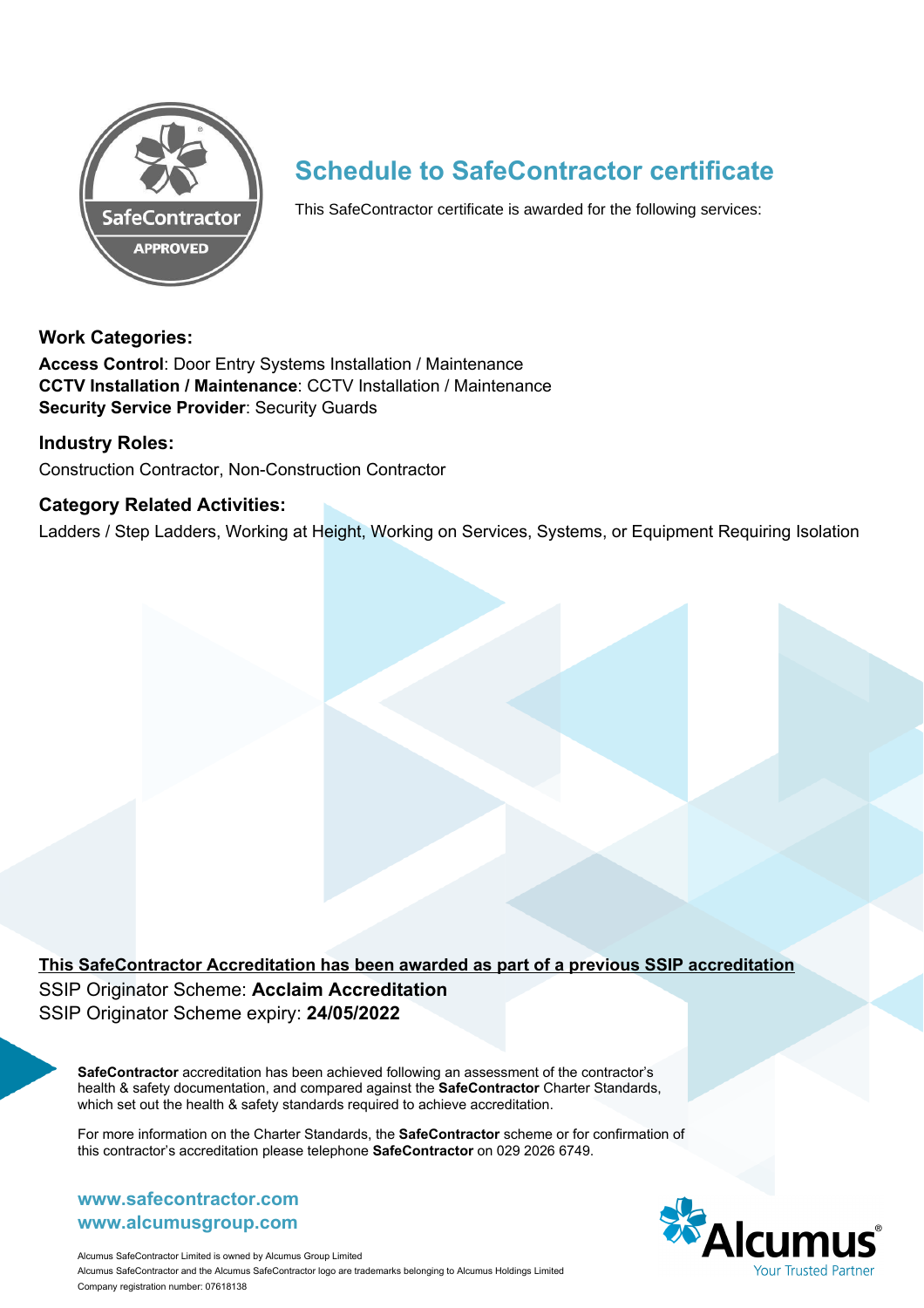# Schedule to SafeContractor certificate

This SafeContractor certificate is awarded for the following services:

### Work Categories:

**Access Control**: Door Entry Systems Installation / Maintenance
**CCTV Installation / Maintenance**: CCTV Installation / Maintenance
**Security Service Provider**: Security Guards

### Industry Roles:

Construction Contractor, Non-Construction Contractor

### Category Related Activities:

Ladders / Step Ladders, Working at Height, Working on Services, Systems, or Equipment Requiring Isolation

**This SafeContractor Accreditation has been awarded as part of a previous SSIP accreditation**

SSIP Originator Scheme: **Acclaim Accreditation**
SSIP Originator Scheme expiry: **24/05/2022**

**SafeContractor** accreditation has been achieved following an assessment of the contractor's health & safety documentation, and compared against the **SafeContractor** Charter Standards, which set out the health & safety standards required to achieve accreditation.

For more information on the Charter Standards, the **SafeContractor** scheme or for confirmation of this contractor's accreditation please telephone **SafeContractor** on 029 2026 6749.

**www.safecontractor.com**
**www.alcumusgroup.com**

Alcumus SafeContractor Limited is owned by Alcumus Group Limited
Alcumus SafeContractor and the Alcumus SafeContractor logo are trademarks belonging to Alcumus Holdings Limited
Company registration number: 07618138

Alcumus® Your Trusted Partner